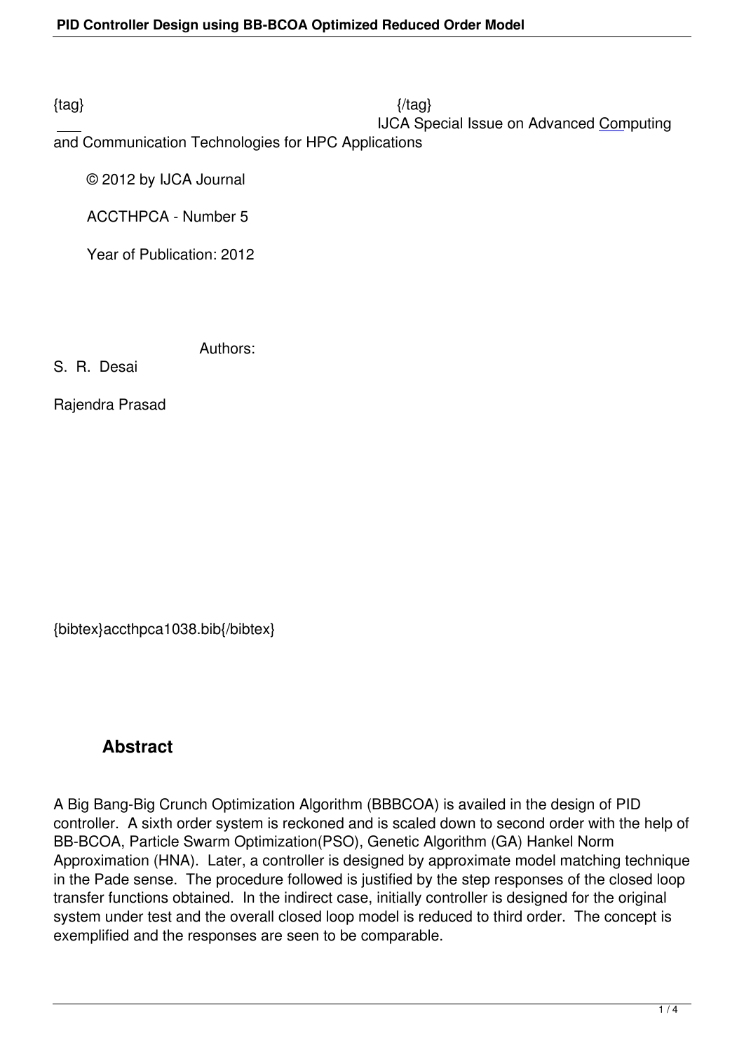{tag} {/tag}

IJCA Special Issue on Advanced Computing and Communication Technologies for HPC Applications

© 2012 by IJCA Journal

ACCTHPCA - Number 5

Year of Publication: 2012

Authors:

S. R. Desai

Rajendra Prasad

{bibtex}accthpca1038.bib{/bibtex}

## Abstract

A Big Bang-Big Crunch Optimization Algorithm (BBBCOA) is availed in the design of PID controller. A sixth order system is reckoned and is scaled down to second order with the help of BB-BCOA, Particle Swarm Optimization(PSO), Genetic Algorithm (GA) Hankel Norm Approximation (HNA). Later, a controller is designed by approximate model matching technique in the Pade sense. The procedure followed is justified by the step responses of the closed loop transfer functions obtained. In the indirect case, initially controller is designed for the original system under test and the overall closed loop model is reduced to third order. The concept is exemplified and the responses are seen to be comparable.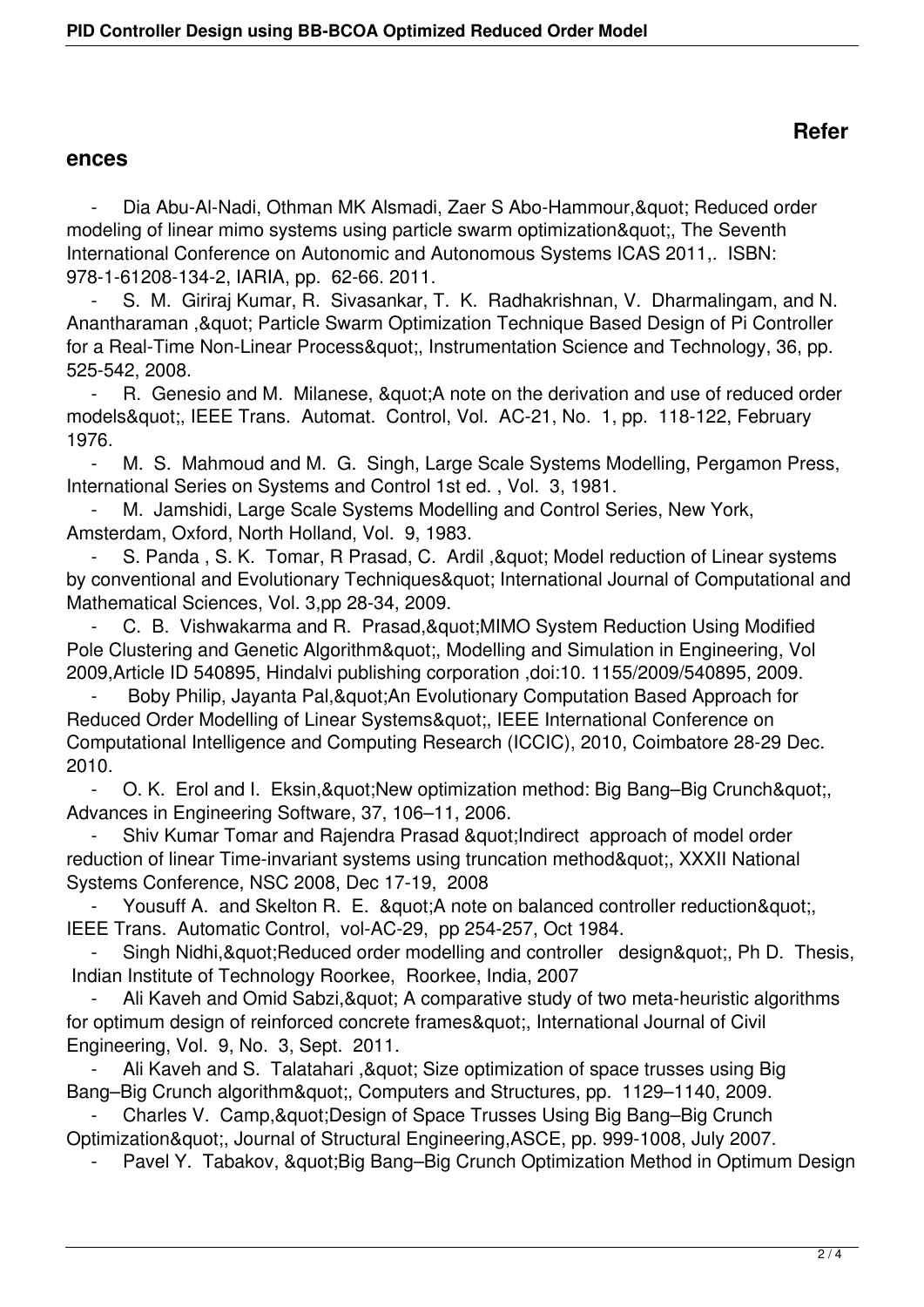## References

- Dia Abu-Al-Nadi, Othman MK Alsmadi, Zaer S Abo-Hammour,&quot; Reduced order modeling of linear mimo systems using particle swarm optimization&quot;, The Seventh International Conference on Autonomic and Autonomous Systems ICAS 2011,. ISBN: 978-1-61208-134-2, IARIA, pp. 62-66. 2011.
- S. M. Giriraj Kumar, R. Sivasankar, T. K. Radhakrishnan, V. Dharmalingam, and N. Anantharaman ,&quot; Particle Swarm Optimization Technique Based Design of Pi Controller for a Real-Time Non-Linear Process&quot;, Instrumentation Science and Technology, 36, pp. 525-542, 2008.
- R. Genesio and M. Milanese, &quot;A note on the derivation and use of reduced order models&quot;, IEEE Trans. Automat. Control, Vol. AC-21, No. 1, pp. 118-122, February 1976.
- M. S. Mahmoud and M. G. Singh, Large Scale Systems Modelling, Pergamon Press, International Series on Systems and Control 1st ed. , Vol. 3, 1981.
- M. Jamshidi, Large Scale Systems Modelling and Control Series, New York, Amsterdam, Oxford, North Holland, Vol. 9, 1983.
- S. Panda , S. K. Tomar, R Prasad, C. Ardil ,&quot; Model reduction of Linear systems by conventional and Evolutionary Techniques&quot; International Journal of Computational and Mathematical Sciences, Vol. 3,pp 28-34, 2009.
- C. B. Vishwakarma and R. Prasad,&quot;MIMO System Reduction Using Modified Pole Clustering and Genetic Algorithm&quot;, Modelling and Simulation in Engineering, Vol 2009,Article ID 540895, Hindalvi publishing corporation ,doi:10. 1155/2009/540895, 2009.
- Boby Philip, Jayanta Pal,&quot;An Evolutionary Computation Based Approach for Reduced Order Modelling of Linear Systems&quot;, IEEE International Conference on Computational Intelligence and Computing Research (ICCIC), 2010, Coimbatore 28-29 Dec. 2010.
- O. K. Erol and I. Eksin,&quot;New optimization method: Big Bang–Big Crunch&quot;, Advances in Engineering Software, 37, 106–11, 2006.
- Shiv Kumar Tomar and Rajendra Prasad &quot;Indirect approach of model order reduction of linear Time-invariant systems using truncation method&quot;, XXXII National Systems Conference, NSC 2008, Dec 17-19, 2008
- Yousuff A. and Skelton R. E. &quot;A note on balanced controller reduction&quot;, IEEE Trans. Automatic Control, vol-AC-29, pp 254-257, Oct 1984.
- Singh Nidhi,&quot;Reduced order modelling and controller design&quot;, Ph D. Thesis, Indian Institute of Technology Roorkee, Roorkee, India, 2007
- Ali Kaveh and Omid Sabzi,&quot; A comparative study of two meta-heuristic algorithms for optimum design of reinforced concrete frames&quot;, International Journal of Civil Engineering, Vol. 9, No. 3, Sept. 2011.
- Ali Kaveh and S. Talatahari ,&quot; Size optimization of space trusses using Big Bang–Big Crunch algorithm&quot;, Computers and Structures, pp. 1129–1140, 2009.
- Charles V. Camp,&quot;Design of Space Trusses Using Big Bang–Big Crunch Optimization&quot;, Journal of Structural Engineering,ASCE, pp. 999-1008, July 2007.
- Pavel Y. Tabakov, &quot;Big Bang–Big Crunch Optimization Method in Optimum Design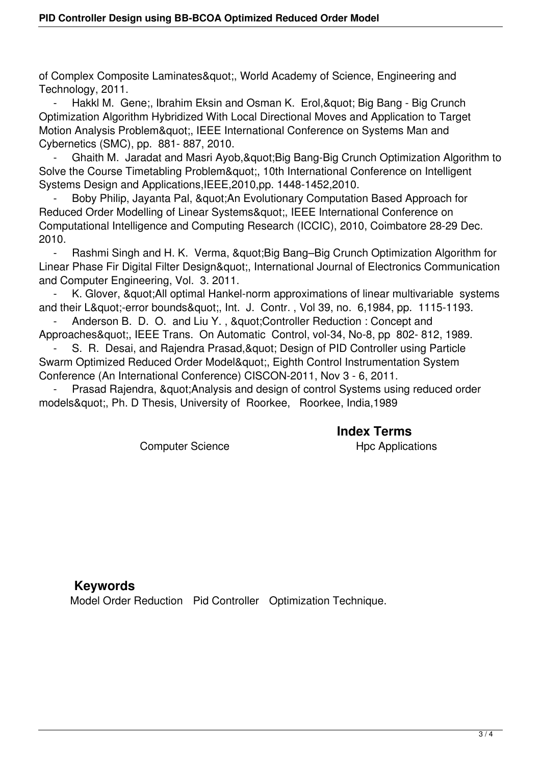of Complex Composite Laminates&quot;, World Academy of Science, Engineering and Technology, 2011.

- Hakkl M. Gene;, Ibrahim Eksin and Osman K. Erol,&quot; Big Bang - Big Crunch Optimization Algorithm Hybridized With Local Directional Moves and Application to Target Motion Analysis Problem&quot;, IEEE International Conference on Systems Man and Cybernetics (SMC), pp. 881- 887, 2010.
- Ghaith M. Jaradat and Masri Ayob,&quot;Big Bang-Big Crunch Optimization Algorithm to Solve the Course Timetabling Problem&quot;, 10th International Conference on Intelligent Systems Design and Applications,IEEE,2010,pp. 1448-1452,2010.
- Boby Philip, Jayanta Pal, &quot;An Evolutionary Computation Based Approach for Reduced Order Modelling of Linear Systems&quot;, IEEE International Conference on Computational Intelligence and Computing Research (ICCIC), 2010, Coimbatore 28-29 Dec. 2010.
- Rashmi Singh and H. K. Verma, &quot;Big Bang–Big Crunch Optimization Algorithm for Linear Phase Fir Digital Filter Design&quot;, International Journal of Electronics Communication and Computer Engineering, Vol. 3. 2011.
- K. Glover, &quot;All optimal Hankel-norm approximations of linear multivariable systems and their L&quot;-error bounds&quot;, Int. J. Contr. , Vol 39, no. 6,1984, pp. 1115-1193.
- Anderson B. D. O. and Liu Y. , &quot;Controller Reduction : Concept and Approaches&quot;, IEEE Trans. On Automatic Control, vol-34, No-8, pp 802- 812, 1989.
- S. R. Desai, and Rajendra Prasad,&quot; Design of PID Controller using Particle Swarm Optimized Reduced Order Model&quot;, Eighth Control Instrumentation System Conference (An International Conference) CISCON-2011, Nov 3 - 6, 2011.
- Prasad Rajendra, &quot;Analysis and design of control Systems using reduced order models&quot;, Ph. D Thesis, University of Roorkee, Roorkee, India,1989

## Index Terms

Computer Science Hpc Applications

## Keywords

Model Order Reduction Pid Controller Optimization Technique.